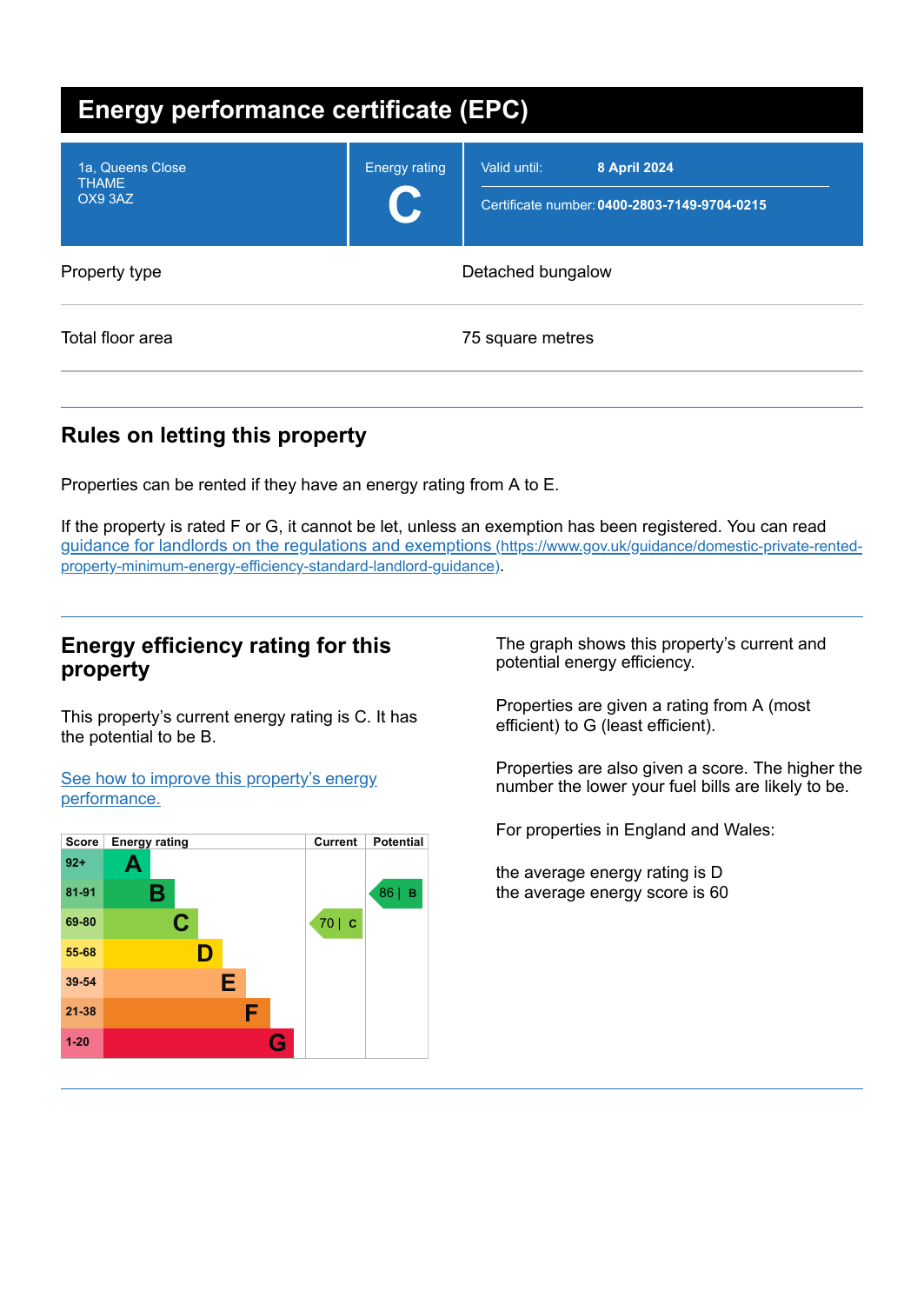# Energy performance certificate (EPC)

| | | |
|---|---|---|
| 1a, Queens Close<br>THAME<br>OX9 3AZ | Energy rating<br>**C** | Valid until: **8 April 2024**<br>Certificate number: **0400-2803-7149-9704-0215** |

| | |
|---|---|
| Property type | Detached bungalow |
| Total floor area | 75 square metres |

## Rules on letting this property

Properties can be rented if they have an energy rating from A to E.

If the property is rated F or G, it cannot be let, unless an exemption has been registered. You can read [guidance for landlords on the regulations and exemptions (https://www.gov.uk/guidance/domestic-private-rented-property-minimum-energy-efficiency-standard-landlord-guidance)](https://www.gov.uk/guidance/domestic-private-rented-property-minimum-energy-efficiency-standard-landlord-guidance).

## Energy efficiency rating for this property

This property's current energy rating is C. It has the potential to be B.

[See how to improve this property's energy performance.]()

| Score | Energy rating | Current | Potential |
|---|---|---|---|
| 92+ | A | | |
| 81-91 | B | | 86 \| B |
| 69-80 | C | 70 \| C | |
| 55-68 | D | | |
| 39-54 | E | | |
| 21-38 | F | | |
| 1-20 | G | | |

The graph shows this property's current and potential energy efficiency.

Properties are given a rating from A (most efficient) to G (least efficient).

Properties are also given a score. The higher the number the lower your fuel bills are likely to be.

For properties in England and Wales:

the average energy rating is D
the average energy score is 60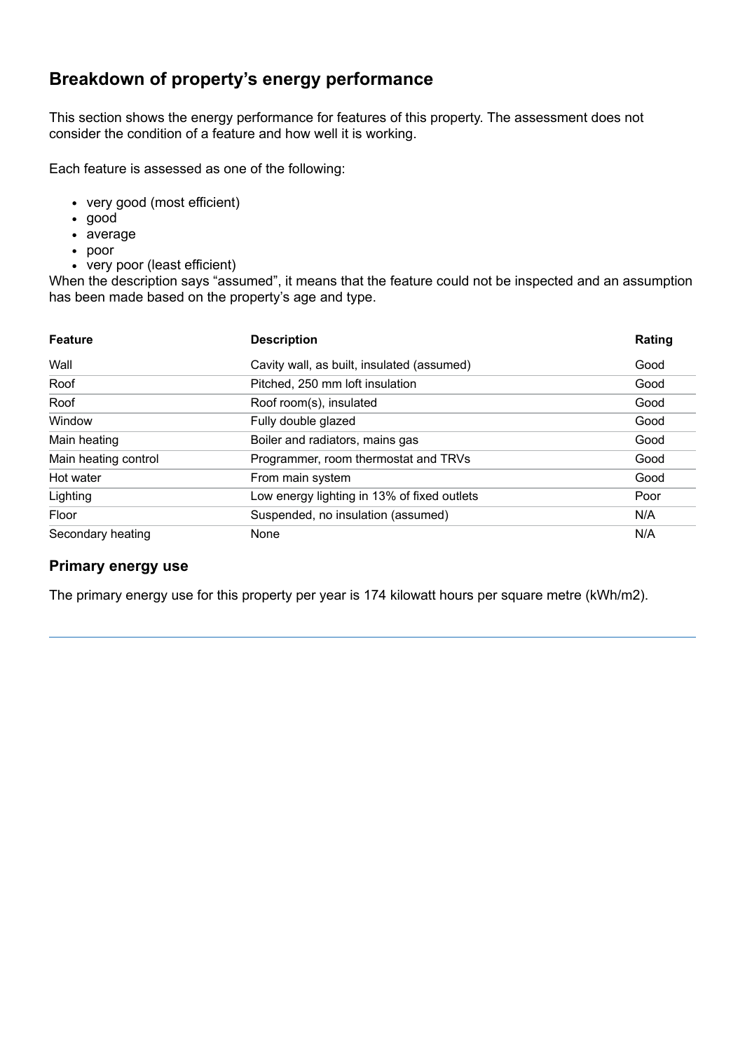## Breakdown of property's energy performance

This section shows the energy performance for features of this property. The assessment does not consider the condition of a feature and how well it is working.

Each feature is assessed as one of the following:

- very good (most efficient)
- good
- average
- poor
- very poor (least efficient)

When the description says "assumed", it means that the feature could not be inspected and an assumption has been made based on the property's age and type.

| Feature | Description | Rating |
| --- | --- | --- |
| Wall | Cavity wall, as built, insulated (assumed) | Good |
| Roof | Pitched, 250 mm loft insulation | Good |
| Roof | Roof room(s), insulated | Good |
| Window | Fully double glazed | Good |
| Main heating | Boiler and radiators, mains gas | Good |
| Main heating control | Programmer, room thermostat and TRVs | Good |
| Hot water | From main system | Good |
| Lighting | Low energy lighting in 13% of fixed outlets | Poor |
| Floor | Suspended, no insulation (assumed) | N/A |
| Secondary heating | None | N/A |

### Primary energy use

The primary energy use for this property per year is 174 kilowatt hours per square metre (kWh/m2).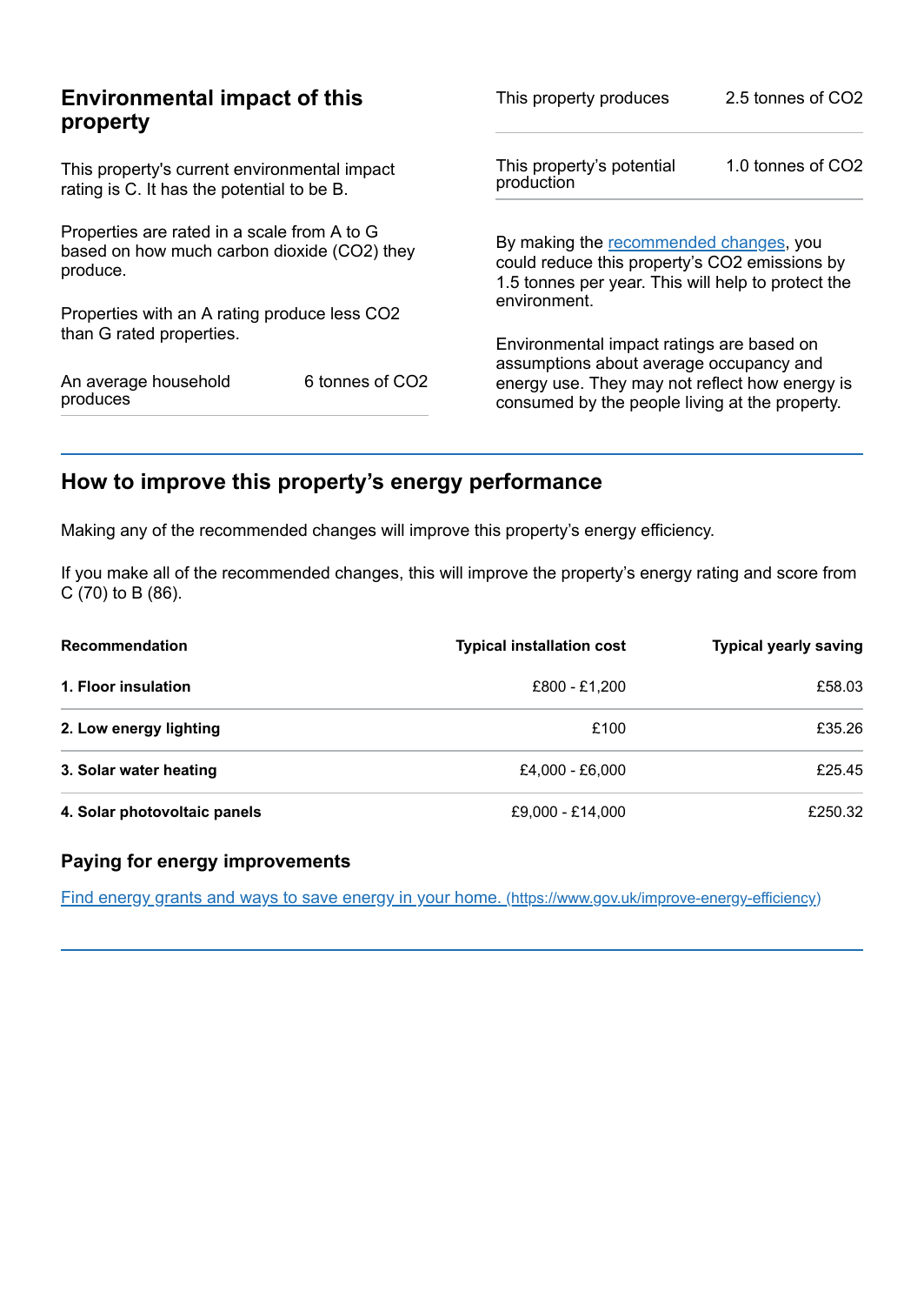## Environmental impact of this property

This property's current environmental impact rating is C. It has the potential to be B.

Properties are rated in a scale from A to G based on how much carbon dioxide ($CO_2$) they produce.

Properties with an A rating produce less $CO_2$ than G rated properties.

| | |
|---|---|
| An average household produces | 6 tonnes of $CO_2$ |

| | |
|---|---|
| This property produces | 2.5 tonnes of $CO_2$ |
| This property's potential production | 1.0 tonnes of $CO_2$ |

By making the recommended changes, you could reduce this property's $CO_2$ emissions by 1.5 tonnes per year. This will help to protect the environment.

Environmental impact ratings are based on assumptions about average occupancy and energy use. They may not reflect how energy is consumed by the people living at the property.

## How to improve this property's energy performance

Making any of the recommended changes will improve this property's energy efficiency.

If you make all of the recommended changes, this will improve the property's energy rating and score from C (70) to B (86).

| Recommendation | Typical installation cost | Typical yearly saving |
|---|---|---|
| **1. Floor insulation** | £800 - £1,200 | £58.03 |
| **2. Low energy lighting** | £100 | £35.26 |
| **3. Solar water heating** | £4,000 - £6,000 | £25.45 |
| **4. Solar photovoltaic panels** | £9,000 - £14,000 | £250.32 |

### Paying for energy improvements

[Find energy grants and ways to save energy in your home.](https://www.gov.uk/improve-energy-efficiency) (https://www.gov.uk/improve-energy-efficiency)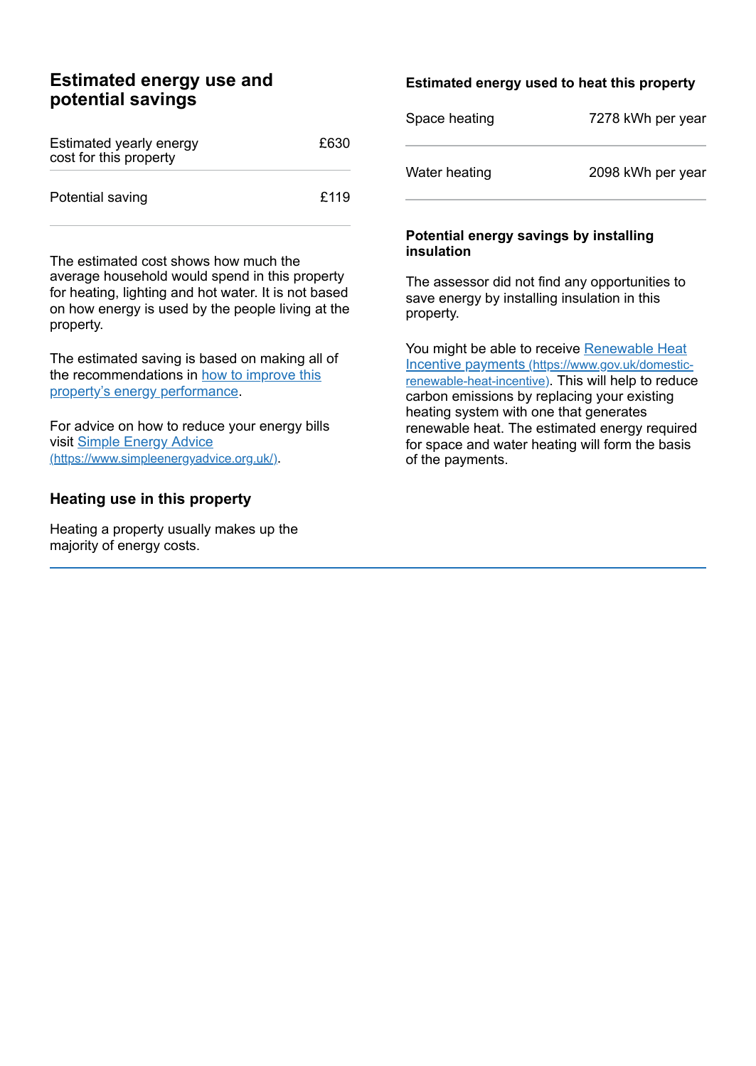## Estimated energy use and potential savings

| Estimated yearly energy cost for this property | £630 |
| --- | --- |
| Potential saving | £119 |

The estimated cost shows how much the average household would spend in this property for heating, lighting and hot water. It is not based on how energy is used by the people living at the property.

The estimated saving is based on making all of the recommendations in [how to improve this property's energy performance](#).

For advice on how to reduce your energy bills visit [Simple Energy Advice (https://www.simpleenergyadvice.org.uk/)](https://www.simpleenergyadvice.org.uk/).

## Heating use in this property

Heating a property usually makes up the majority of energy costs.

### Estimated energy used to heat this property

| Space heating | 7278 kWh per year |
| --- | --- |
| Water heating | 2098 kWh per year |

### Potential energy savings by installing insulation

The assessor did not find any opportunities to save energy by installing insulation in this property.

You might be able to receive [Renewable Heat Incentive payments (https://www.gov.uk/domestic-renewable-heat-incentive)](https://www.gov.uk/domestic-renewable-heat-incentive). This will help to reduce carbon emissions by replacing your existing heating system with one that generates renewable heat. The estimated energy required for space and water heating will form the basis of the payments.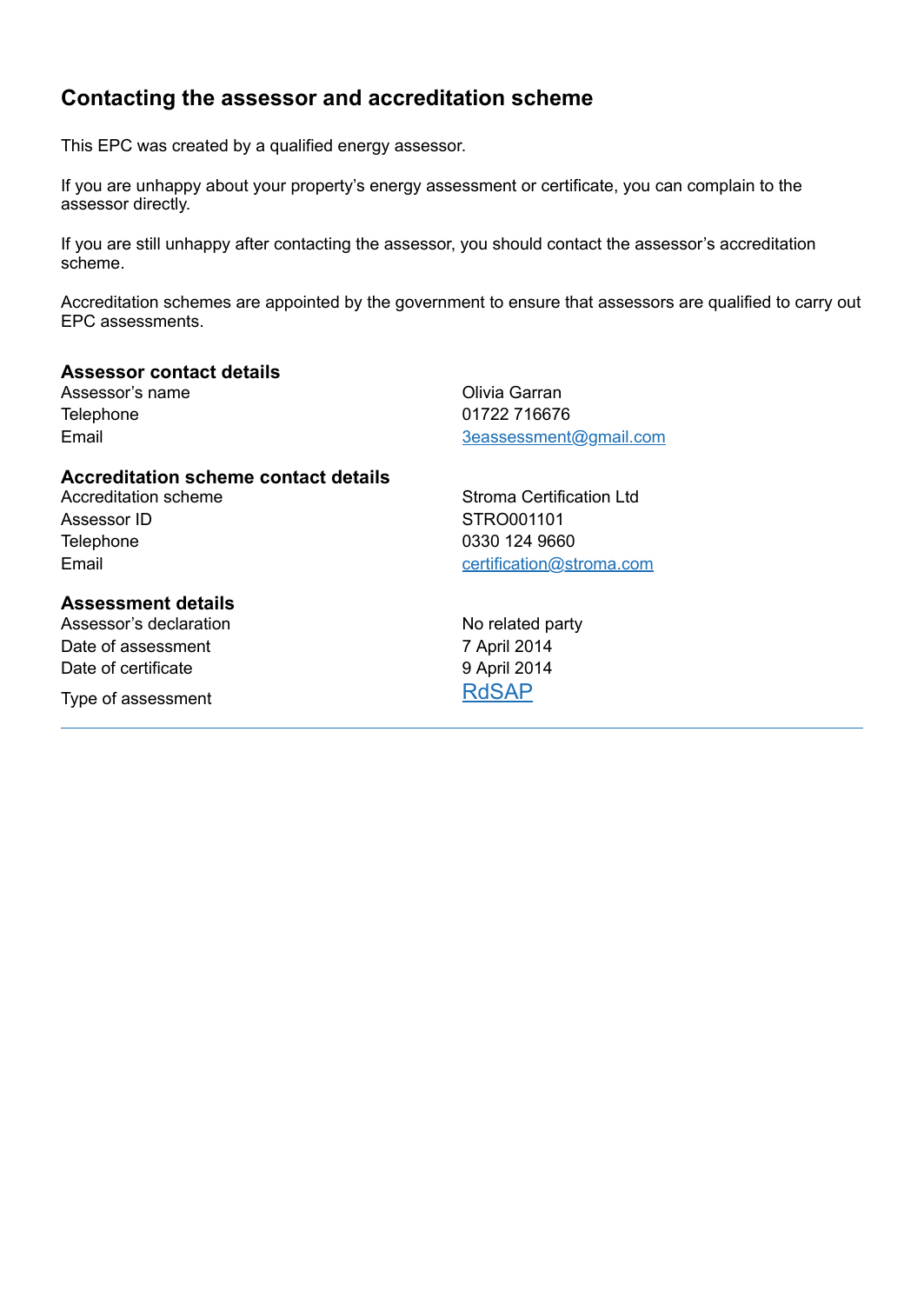## Contacting the assessor and accreditation scheme

This EPC was created by a qualified energy assessor.

If you are unhappy about your property's energy assessment or certificate, you can complain to the assessor directly.

If you are still unhappy after contacting the assessor, you should contact the assessor's accreditation scheme.

Accreditation schemes are appointed by the government to ensure that assessors are qualified to carry out EPC assessments.

### Assessor contact details

| | |
|---|---|
| Assessor's name | Olivia Garran |
| Telephone | 01722 716676 |
| Email | 3eassessment@gmail.com |

### Accreditation scheme contact details

| | |
|---|---|
| Accreditation scheme | Stroma Certification Ltd |
| Assessor ID | STRO001101 |
| Telephone | 0330 124 9660 |
| Email | certification@stroma.com |

### Assessment details

| | |
|---|---|
| Assessor's declaration | No related party |
| Date of assessment | 7 April 2014 |
| Date of certificate | 9 April 2014 |
| Type of assessment | RdSAP |